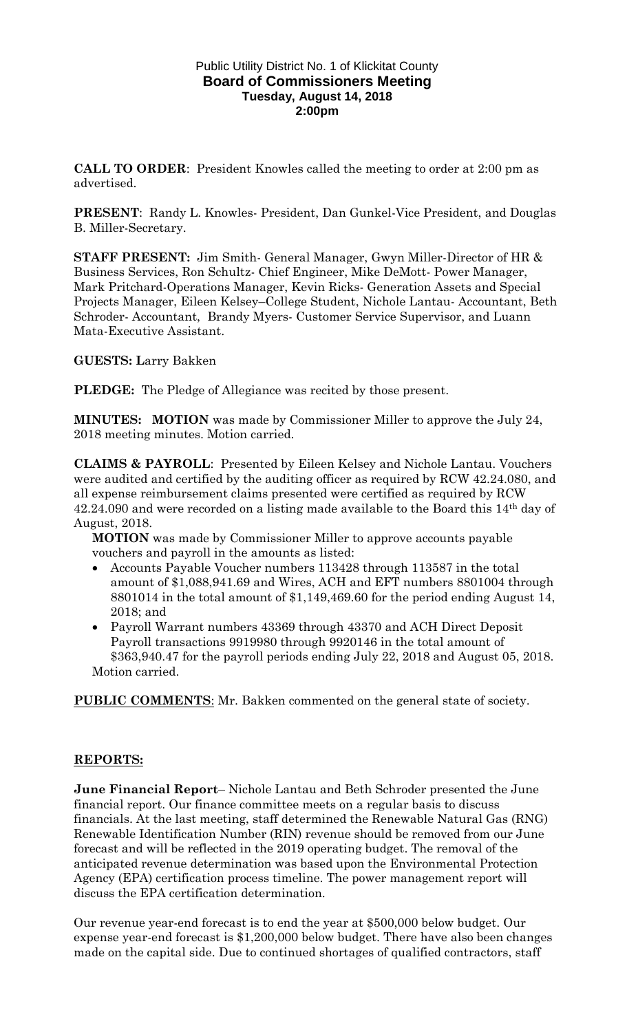Public Utility District No. 1 of Klickitat County

# Board of Commissioners Meeting

**Tuesday, August 14, 2018**

**2:00pm**

**CALL TO ORDER**: President Knowles called the meeting to order at 2:00 pm as advertised.

**PRESENT**: Randy L. Knowles- President, Dan Gunkel-Vice President, and Douglas B. Miller-Secretary.

**STAFF PRESENT:** Jim Smith- General Manager, Gwyn Miller-Director of HR & Business Services, Ron Schultz- Chief Engineer, Mike DeMott- Power Manager, Mark Pritchard-Operations Manager, Kevin Ricks- Generation Assets and Special Projects Manager, Eileen Kelsey–College Student, Nichole Lantau- Accountant, Beth Schroder- Accountant, Brandy Myers- Customer Service Supervisor, and Luann Mata-Executive Assistant.

**GUESTS: L**arry Bakken

**PLEDGE:** The Pledge of Allegiance was recited by those present.

**MINUTES: MOTION** was made by Commissioner Miller to approve the July 24, 2018 meeting minutes. Motion carried.

**CLAIMS & PAYROLL**: Presented by Eileen Kelsey and Nichole Lantau. Vouchers were audited and certified by the auditing officer as required by RCW 42.24.080, and all expense reimbursement claims presented were certified as required by RCW 42.24.090 and were recorded on a listing made available to the Board this 14th day of August, 2018.

**MOTION** was made by Commissioner Miller to approve accounts payable vouchers and payroll in the amounts as listed:

- Accounts Payable Voucher numbers 113428 through 113587 in the total amount of $1,088,941.69 and Wires, ACH and EFT numbers 8801004 through 8801014 in the total amount of $1,149,469.60 for the period ending August 14, 2018; and
- Payroll Warrant numbers 43369 through 43370 and ACH Direct Deposit Payroll transactions 9919980 through 9920146 in the total amount of $363,940.47 for the payroll periods ending July 22, 2018 and August 05, 2018.

Motion carried.

**PUBLIC COMMENTS**: Mr. Bakken commented on the general state of society.

## REPORTS:

**June Financial Report**– Nichole Lantau and Beth Schroder presented the June financial report. Our finance committee meets on a regular basis to discuss financials. At the last meeting, staff determined the Renewable Natural Gas (RNG) Renewable Identification Number (RIN) revenue should be removed from our June forecast and will be reflected in the 2019 operating budget. The removal of the anticipated revenue determination was based upon the Environmental Protection Agency (EPA) certification process timeline. The power management report will discuss the EPA certification determination.

Our revenue year-end forecast is to end the year at $500,000 below budget. Our expense year-end forecast is $1,200,000 below budget. There have also been changes made on the capital side. Due to continued shortages of qualified contractors, staff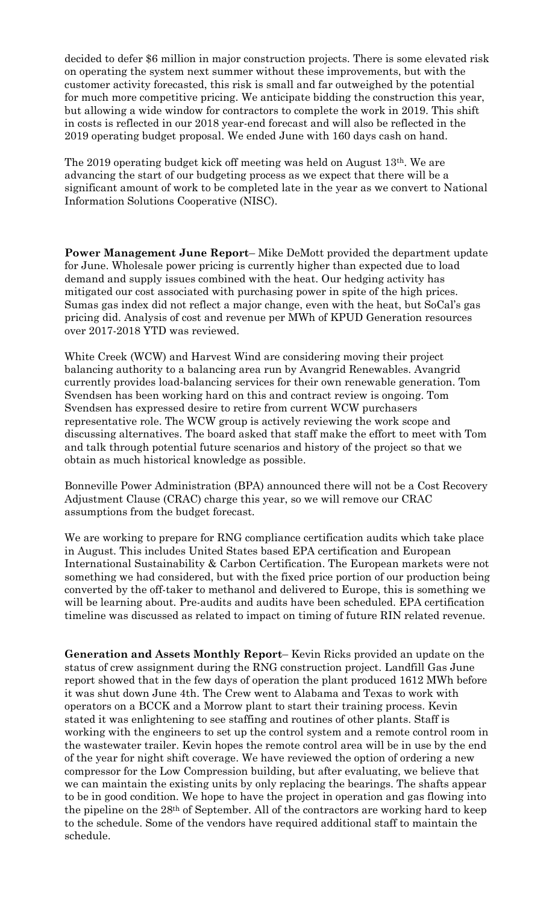decided to defer $6 million in major construction projects. There is some elevated risk on operating the system next summer without these improvements, but with the customer activity forecasted, this risk is small and far outweighed by the potential for much more competitive pricing. We anticipate bidding the construction this year, but allowing a wide window for contractors to complete the work in 2019. This shift in costs is reflected in our 2018 year-end forecast and will also be reflected in the 2019 operating budget proposal. We ended June with 160 days cash on hand.

The 2019 operating budget kick off meeting was held on August 13th. We are advancing the start of our budgeting process as we expect that there will be a significant amount of work to be completed late in the year as we convert to National Information Solutions Cooperative (NISC).

**Power Management June Report**– Mike DeMott provided the department update for June. Wholesale power pricing is currently higher than expected due to load demand and supply issues combined with the heat. Our hedging activity has mitigated our cost associated with purchasing power in spite of the high prices. Sumas gas index did not reflect a major change, even with the heat, but SoCal's gas pricing did. Analysis of cost and revenue per MWh of KPUD Generation resources over 2017-2018 YTD was reviewed.

White Creek (WCW) and Harvest Wind are considering moving their project balancing authority to a balancing area run by Avangrid Renewables. Avangrid currently provides load-balancing services for their own renewable generation. Tom Svendsen has been working hard on this and contract review is ongoing. Tom Svendsen has expressed desire to retire from current WCW purchasers representative role. The WCW group is actively reviewing the work scope and discussing alternatives. The board asked that staff make the effort to meet with Tom and talk through potential future scenarios and history of the project so that we obtain as much historical knowledge as possible.

Bonneville Power Administration (BPA) announced there will not be a Cost Recovery Adjustment Clause (CRAC) charge this year, so we will remove our CRAC assumptions from the budget forecast.

We are working to prepare for RNG compliance certification audits which take place in August. This includes United States based EPA certification and European International Sustainability & Carbon Certification. The European markets were not something we had considered, but with the fixed price portion of our production being converted by the off-taker to methanol and delivered to Europe, this is something we will be learning about. Pre-audits and audits have been scheduled. EPA certification timeline was discussed as related to impact on timing of future RIN related revenue.

**Generation and Assets Monthly Report**– Kevin Ricks provided an update on the status of crew assignment during the RNG construction project. Landfill Gas June report showed that in the few days of operation the plant produced 1612 MWh before it was shut down June 4th. The Crew went to Alabama and Texas to work with operators on a BCCK and a Morrow plant to start their training process. Kevin stated it was enlightening to see staffing and routines of other plants. Staff is working with the engineers to set up the control system and a remote control room in the wastewater trailer. Kevin hopes the remote control area will be in use by the end of the year for night shift coverage. We have reviewed the option of ordering a new compressor for the Low Compression building, but after evaluating, we believe that we can maintain the existing units by only replacing the bearings. The shafts appear to be in good condition. We hope to have the project in operation and gas flowing into the pipeline on the 28th of September. All of the contractors are working hard to keep to the schedule. Some of the vendors have required additional staff to maintain the schedule.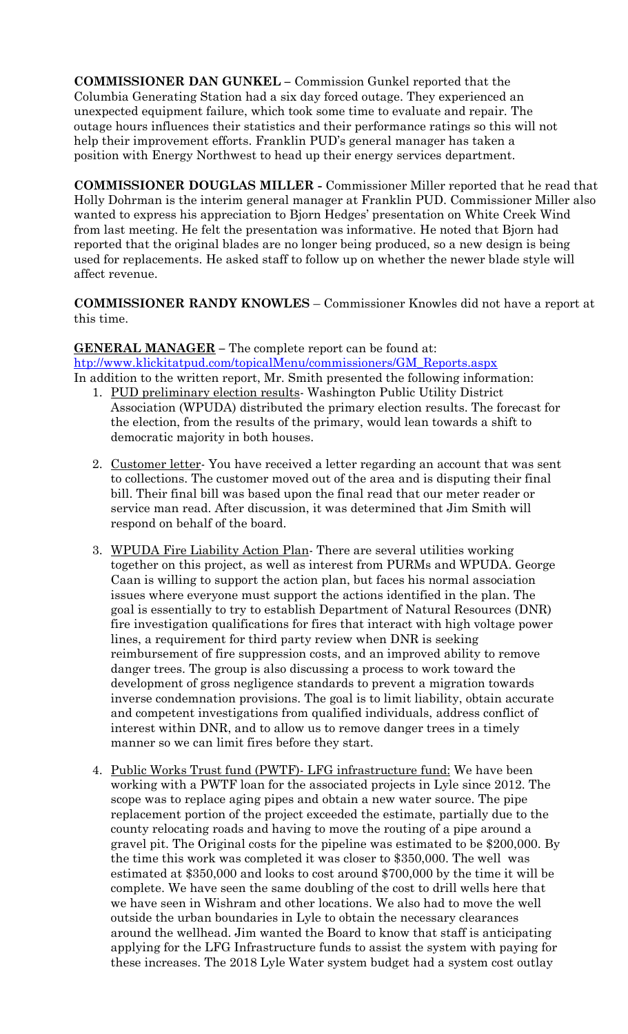**COMMISSIONER DAN GUNKEL** – Commission Gunkel reported that the Columbia Generating Station had a six day forced outage. They experienced an unexpected equipment failure, which took some time to evaluate and repair. The outage hours influences their statistics and their performance ratings so this will not help their improvement efforts. Franklin PUD's general manager has taken a position with Energy Northwest to head up their energy services department.

**COMMISSIONER DOUGLAS MILLER -** Commissioner Miller reported that he read that Holly Dohrman is the interim general manager at Franklin PUD. Commissioner Miller also wanted to express his appreciation to Bjorn Hedges' presentation on White Creek Wind from last meeting. He felt the presentation was informative. He noted that Bjorn had reported that the original blades are no longer being produced, so a new design is being used for replacements. He asked staff to follow up on whether the newer blade style will affect revenue.

**COMMISSIONER RANDY KNOWLES** – Commissioner Knowles did not have a report at this time.

**GENERAL MANAGER** – The complete report can be found at: http://www.klickitatpud.com/topicalMenu/commissioners/GM_Reports.aspx
In addition to the written report, Mr. Smith presented the following information:

1. PUD preliminary election results- Washington Public Utility District Association (WPUDA) distributed the primary election results. The forecast for the election, from the results of the primary, would lean towards a shift to democratic majority in both houses.

2. Customer letter- You have received a letter regarding an account that was sent to collections. The customer moved out of the area and is disputing their final bill. Their final bill was based upon the final read that our meter reader or service man read. After discussion, it was determined that Jim Smith will respond on behalf of the board.

3. WPUDA Fire Liability Action Plan- There are several utilities working together on this project, as well as interest from PURMs and WPUDA. George Caan is willing to support the action plan, but faces his normal association issues where everyone must support the actions identified in the plan. The goal is essentially to try to establish Department of Natural Resources (DNR) fire investigation qualifications for fires that interact with high voltage power lines, a requirement for third party review when DNR is seeking reimbursement of fire suppression costs, and an improved ability to remove danger trees. The group is also discussing a process to work toward the development of gross negligence standards to prevent a migration towards inverse condemnation provisions. The goal is to limit liability, obtain accurate and competent investigations from qualified individuals, address conflict of interest within DNR, and to allow us to remove danger trees in a timely manner so we can limit fires before they start.

4. Public Works Trust fund (PWTF)- LFG infrastructure fund: We have been working with a PWTF loan for the associated projects in Lyle since 2012. The scope was to replace aging pipes and obtain a new water source. The pipe replacement portion of the project exceeded the estimate, partially due to the county relocating roads and having to move the routing of a pipe around a gravel pit. The Original costs for the pipeline was estimated to be $200,000. By the time this work was completed it was closer to $350,000. The well was estimated at $350,000 and looks to cost around $700,000 by the time it will be complete. We have seen the same doubling of the cost to drill wells here that we have seen in Wishram and other locations. We also had to move the well outside the urban boundaries in Lyle to obtain the necessary clearances around the wellhead. Jim wanted the Board to know that staff is anticipating applying for the LFG Infrastructure funds to assist the system with paying for these increases. The 2018 Lyle Water system budget had a system cost outlay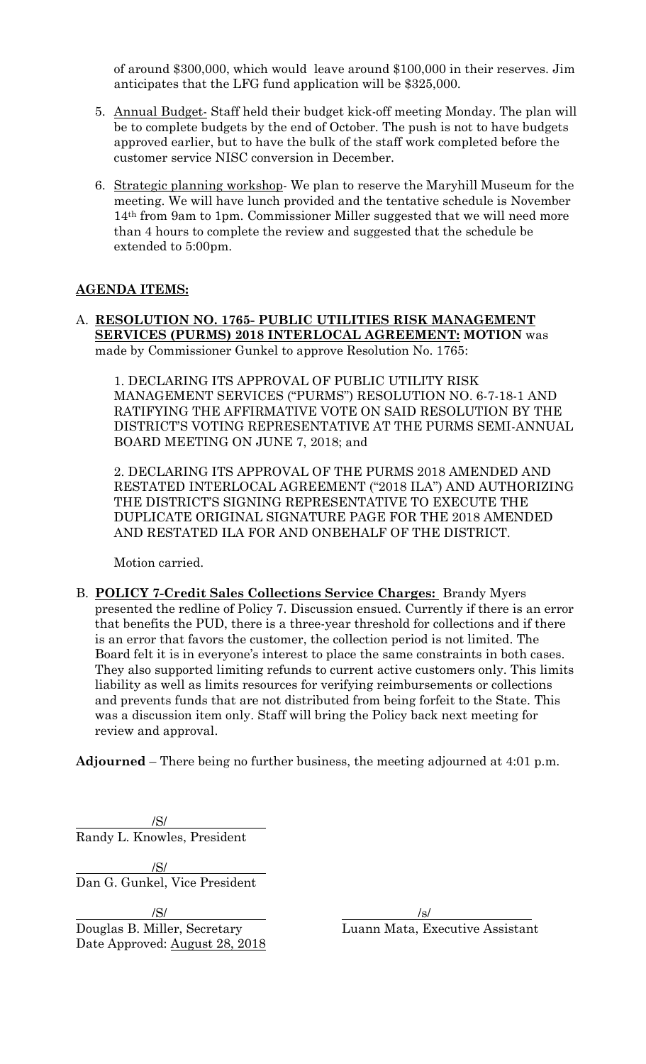of around $300,000, which would leave around $100,000 in their reserves. Jim anticipates that the LFG fund application will be $325,000.

5. Annual Budget- Staff held their budget kick-off meeting Monday. The plan will be to complete budgets by the end of October. The push is not to have budgets approved earlier, but to have the bulk of the staff work completed before the customer service NISC conversion in December.

6. Strategic planning workshop- We plan to reserve the Maryhill Museum for the meeting. We will have lunch provided and the tentative schedule is November 14th from 9am to 1pm. Commissioner Miller suggested that we will need more than 4 hours to complete the review and suggested that the schedule be extended to 5:00pm.

## AGENDA ITEMS:

A. **RESOLUTION NO. 1765- PUBLIC UTILITIES RISK MANAGEMENT SERVICES (PURMS) 2018 INTERLOCAL AGREEMENT: MOTION** was made by Commissioner Gunkel to approve Resolution No. 1765:

1. DECLARING ITS APPROVAL OF PUBLIC UTILITY RISK MANAGEMENT SERVICES ("PURMS") RESOLUTION NO. 6-7-18-1 AND RATIFYING THE AFFIRMATIVE VOTE ON SAID RESOLUTION BY THE DISTRICT'S VOTING REPRESENTATIVE AT THE PURMS SEMI-ANNUAL BOARD MEETING ON JUNE 7, 2018; and

2. DECLARING ITS APPROVAL OF THE PURMS 2018 AMENDED AND RESTATED INTERLOCAL AGREEMENT ("2018 ILA") AND AUTHORIZING THE DISTRICT'S SIGNING REPRESENTATIVE TO EXECUTE THE DUPLICATE ORIGINAL SIGNATURE PAGE FOR THE 2018 AMENDED AND RESTATED ILA FOR AND ONBEHALF OF THE DISTRICT.

Motion carried.

B. **POLICY 7-Credit Sales Collections Service Charges:** Brandy Myers presented the redline of Policy 7. Discussion ensued. Currently if there is an error that benefits the PUD, there is a three-year threshold for collections and if there is an error that favors the customer, the collection period is not limited. The Board felt it is in everyone's interest to place the same constraints in both cases. They also supported limiting refunds to current active customers only. This limits liability as well as limits resources for verifying reimbursements or collections and prevents funds that are not distributed from being forfeit to the State. This was a discussion item only. Staff will bring the Policy back next meeting for review and approval.

**Adjourned** – There being no further business, the meeting adjourned at 4:01 p.m.

/S/
Randy L. Knowles, President

/S/
Dan G. Gunkel, Vice President

/S/
Douglas B. Miller, Secretary
Date Approved: August 28, 2018

/s/
Luann Mata, Executive Assistant